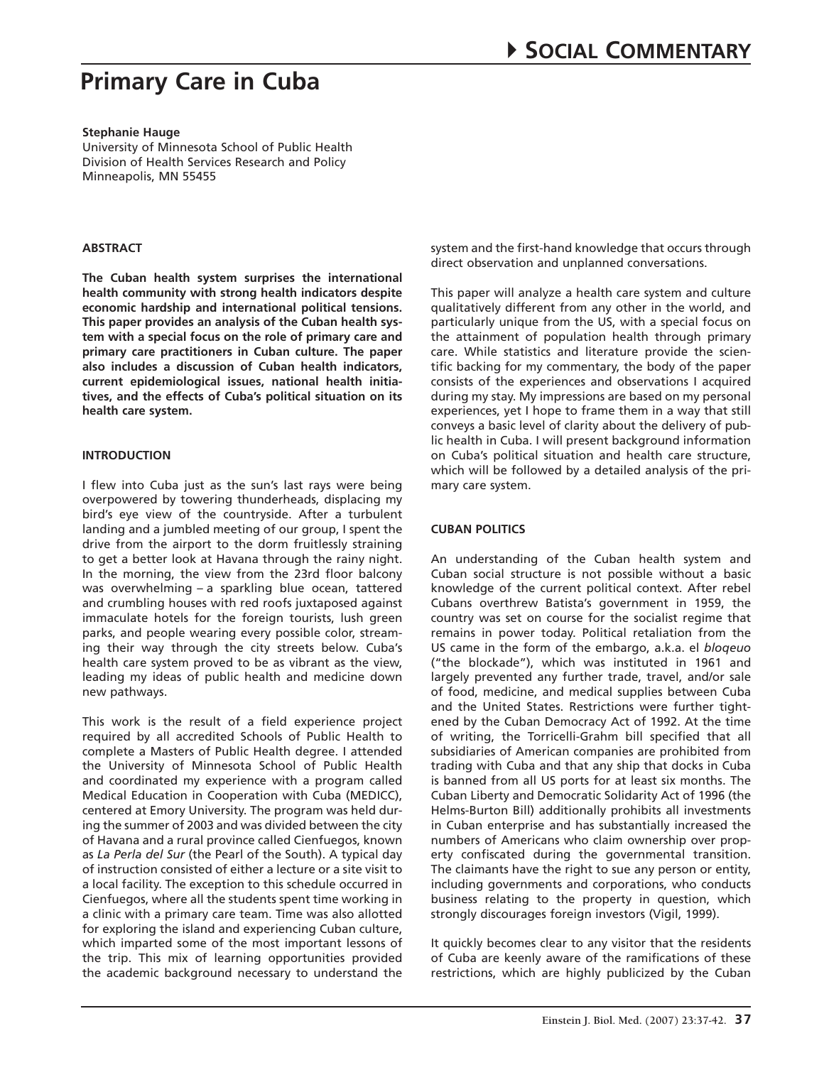# Primary Care in Cuba

**Stephanie Hauge**
University of Minnesota School of Public Health
Division of Health Services Research and Policy
Minneapolis, MN 55455

## ABSTRACT

**The Cuban health system surprises the international health community with strong health indicators despite economic hardship and international political tensions. This paper provides an analysis of the Cuban health system with a special focus on the role of primary care and primary care practitioners in Cuban culture. The paper also includes a discussion of Cuban health indicators, current epidemiological issues, national health initiatives, and the effects of Cuba's political situation on its health care system.**

## INTRODUCTION

I flew into Cuba just as the sun's last rays were being overpowered by towering thunderheads, displacing my bird's eye view of the countryside. After a turbulent landing and a jumbled meeting of our group, I spent the drive from the airport to the dorm fruitlessly straining to get a better look at Havana through the rainy night. In the morning, the view from the 23rd floor balcony was overwhelming – a sparkling blue ocean, tattered and crumbling houses with red roofs juxtaposed against immaculate hotels for the foreign tourists, lush green parks, and people wearing every possible color, streaming their way through the city streets below. Cuba's health care system proved to be as vibrant as the view, leading my ideas of public health and medicine down new pathways.

This work is the result of a field experience project required by all accredited Schools of Public Health to complete a Masters of Public Health degree. I attended the University of Minnesota School of Public Health and coordinated my experience with a program called Medical Education in Cooperation with Cuba (MEDICC), centered at Emory University. The program was held during the summer of 2003 and was divided between the city of Havana and a rural province called Cienfuegos, known as *La Perla del Sur* (the Pearl of the South). A typical day of instruction consisted of either a lecture or a site visit to a local facility. The exception to this schedule occurred in Cienfuegos, where all the students spent time working in a clinic with a primary care team. Time was also allotted for exploring the island and experiencing Cuban culture, which imparted some of the most important lessons of the trip. This mix of learning opportunities provided the academic background necessary to understand the system and the first-hand knowledge that occurs through direct observation and unplanned conversations.

This paper will analyze a health care system and culture qualitatively different from any other in the world, and particularly unique from the US, with a special focus on the attainment of population health through primary care. While statistics and literature provide the scientific backing for my commentary, the body of the paper consists of the experiences and observations I acquired during my stay. My impressions are based on my personal experiences, yet I hope to frame them in a way that still conveys a basic level of clarity about the delivery of public health in Cuba. I will present background information on Cuba's political situation and health care structure, which will be followed by a detailed analysis of the primary care system.

## CUBAN POLITICS

An understanding of the Cuban health system and Cuban social structure is not possible without a basic knowledge of the current political context. After rebel Cubans overthrew Batista's government in 1959, the country was set on course for the socialist regime that remains in power today. Political retaliation from the US came in the form of the embargo, a.k.a. el *bloqeuo* ("the blockade"), which was instituted in 1961 and largely prevented any further trade, travel, and/or sale of food, medicine, and medical supplies between Cuba and the United States. Restrictions were further tightened by the Cuban Democracy Act of 1992. At the time of writing, the Torricelli-Grahm bill specified that all subsidiaries of American companies are prohibited from trading with Cuba and that any ship that docks in Cuba is banned from all US ports for at least six months. The Cuban Liberty and Democratic Solidarity Act of 1996 (the Helms-Burton Bill) additionally prohibits all investments in Cuban enterprise and has substantially increased the numbers of Americans who claim ownership over property confiscated during the governmental transition. The claimants have the right to sue any person or entity, including governments and corporations, who conducts business relating to the property in question, which strongly discourages foreign investors (Vigil, 1999).

It quickly becomes clear to any visitor that the residents of Cuba are keenly aware of the ramifications of these restrictions, which are highly publicized by the Cuban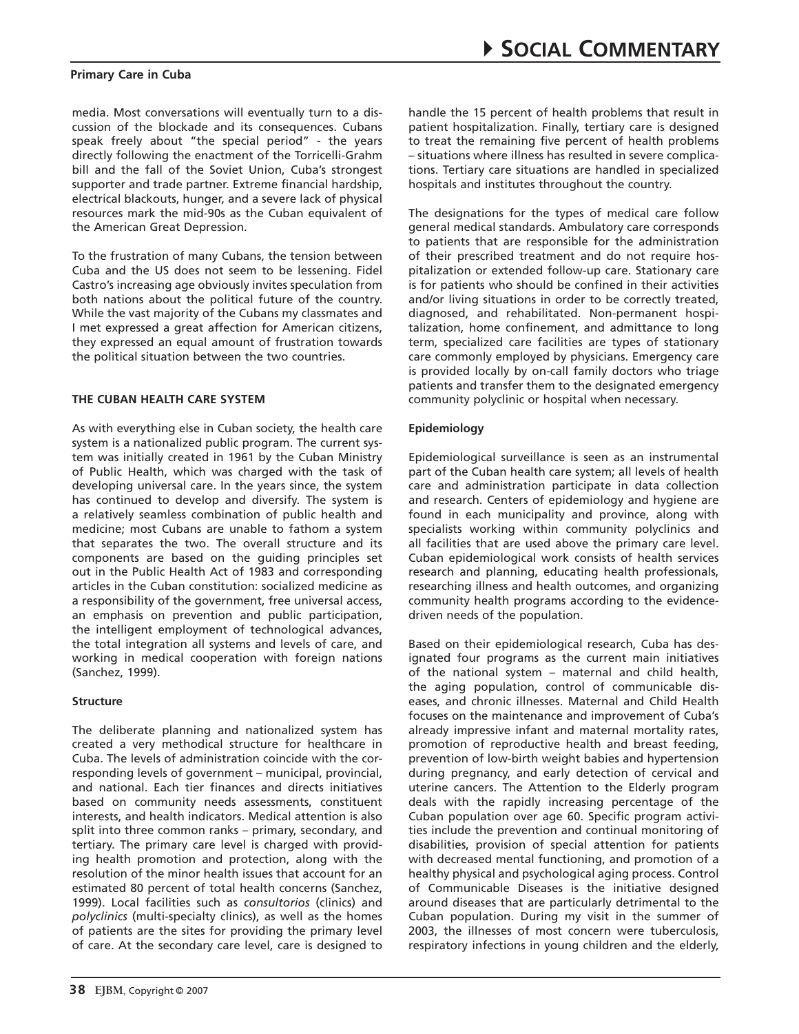media. Most conversations will eventually turn to a discussion of the blockade and its consequences. Cubans speak freely about "the special period" - the years directly following the enactment of the Torricelli-Grahm bill and the fall of the Soviet Union, Cuba's strongest supporter and trade partner. Extreme financial hardship, electrical blackouts, hunger, and a severe lack of physical resources mark the mid-90s as the Cuban equivalent of the American Great Depression.

To the frustration of many Cubans, the tension between Cuba and the US does not seem to be lessening. Fidel Castro's increasing age obviously invites speculation from both nations about the political future of the country. While the vast majority of the Cubans my classmates and I met expressed a great affection for American citizens, they expressed an equal amount of frustration towards the political situation between the two countries.

## THE CUBAN HEALTH CARE SYSTEM

As with everything else in Cuban society, the health care system is a nationalized public program. The current system was initially created in 1961 by the Cuban Ministry of Public Health, which was charged with the task of developing universal care. In the years since, the system has continued to develop and diversify. The system is a relatively seamless combination of public health and medicine; most Cubans are unable to fathom a system that separates the two. The overall structure and its components are based on the guiding principles set out in the Public Health Act of 1983 and corresponding articles in the Cuban constitution: socialized medicine as a responsibility of the government, free universal access, an emphasis on prevention and public participation, the intelligent employment of technological advances, the total integration all systems and levels of care, and working in medical cooperation with foreign nations (Sanchez, 1999).

### Structure

The deliberate planning and nationalized system has created a very methodical structure for healthcare in Cuba. The levels of administration coincide with the corresponding levels of government – municipal, provincial, and national. Each tier finances and directs initiatives based on community needs assessments, constituent interests, and health indicators. Medical attention is also split into three common ranks – primary, secondary, and tertiary. The primary care level is charged with providing health promotion and protection, along with the resolution of the minor health issues that account for an estimated 80 percent of total health concerns (Sanchez, 1999). Local facilities such as *consultorios* (clinics) and *polyclinics* (multi-specialty clinics), as well as the homes of patients are the sites for providing the primary level of care. At the secondary care level, care is designed to handle the 15 percent of health problems that result in patient hospitalization. Finally, tertiary care is designed to treat the remaining five percent of health problems – situations where illness has resulted in severe complications. Tertiary care situations are handled in specialized hospitals and institutes throughout the country.

The designations for the types of medical care follow general medical standards. Ambulatory care corresponds to patients that are responsible for the administration of their prescribed treatment and do not require hospitalization or extended follow-up care. Stationary care is for patients who should be confined in their activities and/or living situations in order to be correctly treated, diagnosed, and rehabilitated. Non-permanent hospitalization, home confinement, and admittance to long term, specialized care facilities are types of stationary care commonly employed by physicians. Emergency care is provided locally by on-call family doctors who triage patients and transfer them to the designated emergency community polyclinic or hospital when necessary.

### Epidemiology

Epidemiological surveillance is seen as an instrumental part of the Cuban health care system; all levels of health care and administration participate in data collection and research. Centers of epidemiology and hygiene are found in each municipality and province, along with specialists working within community polyclinics and all facilities that are used above the primary care level. Cuban epidemiological work consists of health services research and planning, educating health professionals, researching illness and health outcomes, and organizing community health programs according to the evidence-driven needs of the population.

Based on their epidemiological research, Cuba has designated four programs as the current main initiatives of the national system – maternal and child health, the aging population, control of communicable diseases, and chronic illnesses. Maternal and Child Health focuses on the maintenance and improvement of Cuba's already impressive infant and maternal mortality rates, promotion of reproductive health and breast feeding, prevention of low-birth weight babies and hypertension during pregnancy, and early detection of cervical and uterine cancers. The Attention to the Elderly program deals with the rapidly increasing percentage of the Cuban population over age 60. Specific program activities include the prevention and continual monitoring of disabilities, provision of special attention for patients with decreased mental functioning, and promotion of a healthy physical and psychological aging process. Control of Communicable Diseases is the initiative designed around diseases that are particularly detrimental to the Cuban population. During my visit in the summer of 2003, the illnesses of most concern were tuberculosis, respiratory infections in young children and the elderly,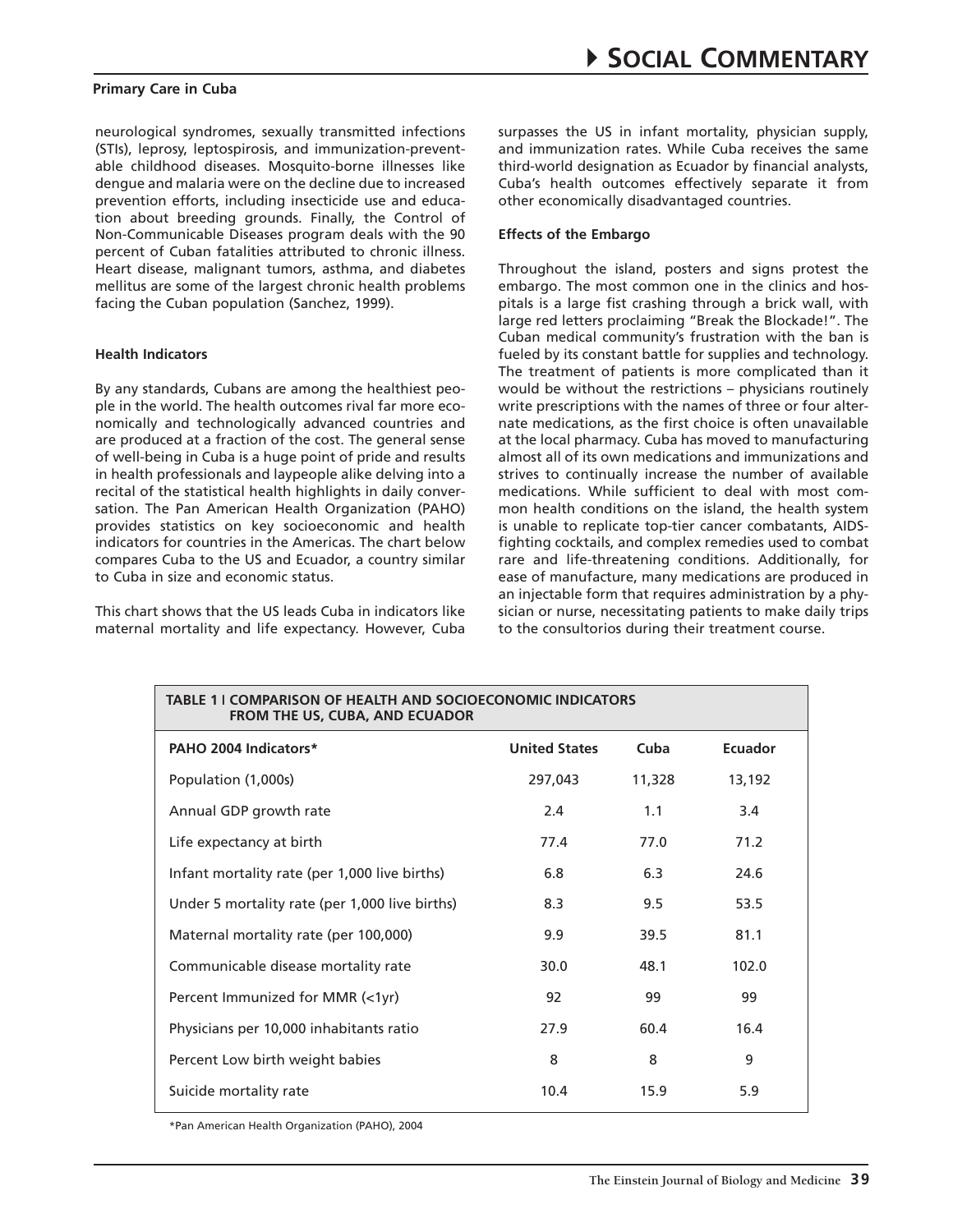neurological syndromes, sexually transmitted infections (STIs), leprosy, leptospirosis, and immunization-preventable childhood diseases. Mosquito-borne illnesses like dengue and malaria were on the decline due to increased prevention efforts, including insecticide use and education about breeding grounds. Finally, the Control of Non-Communicable Diseases program deals with the 90 percent of Cuban fatalities attributed to chronic illness. Heart disease, malignant tumors, asthma, and diabetes mellitus are some of the largest chronic health problems facing the Cuban population (Sanchez, 1999).

#### Health Indicators

By any standards, Cubans are among the healthiest people in the world. The health outcomes rival far more economically and technologically advanced countries and are produced at a fraction of the cost. The general sense of well-being in Cuba is a huge point of pride and results in health professionals and laypeople alike delving into a recital of the statistical health highlights in daily conversation. The Pan American Health Organization (PAHO) provides statistics on key socioeconomic and health indicators for countries in the Americas. The chart below compares Cuba to the US and Ecuador, a country similar to Cuba in size and economic status.

This chart shows that the US leads Cuba in indicators like maternal mortality and life expectancy. However, Cuba surpasses the US in infant mortality, physician supply, and immunization rates. While Cuba receives the same third-world designation as Ecuador by financial analysts, Cuba's health outcomes effectively separate it from other economically disadvantaged countries.

#### Effects of the Embargo

Throughout the island, posters and signs protest the embargo. The most common one in the clinics and hospitals is a large fist crashing through a brick wall, with large red letters proclaiming "Break the Blockade!". The Cuban medical community's frustration with the ban is fueled by its constant battle for supplies and technology. The treatment of patients is more complicated than it would be without the restrictions – physicians routinely write prescriptions with the names of three or four alternate medications, as the first choice is often unavailable at the local pharmacy. Cuba has moved to manufacturing almost all of its own medications and immunizations and strives to continually increase the number of available medications. While sufficient to deal with most common health conditions on the island, the health system is unable to replicate top-tier cancer combatants, AIDS-fighting cocktails, and complex remedies used to combat rare and life-threatening conditions. Additionally, for ease of manufacture, many medications are produced in an injectable form that requires administration by a physician or nurse, necessitating patients to make daily trips to the consultorios during their treatment course.

**TABLE 1 | COMPARISON OF HEALTH AND SOCIOECONOMIC INDICATORS FROM THE US, CUBA, AND ECUADOR**

| PAHO 2004 Indicators* | United States | Cuba | Ecuador |
|---|---|---|---|
| Population (1,000s) | 297,043 | 11,328 | 13,192 |
| Annual GDP growth rate | 2.4 | 1.1 | 3.4 |
| Life expectancy at birth | 77.4 | 77.0 | 71.2 |
| Infant mortality rate (per 1,000 live births) | 6.8 | 6.3 | 24.6 |
| Under 5 mortality rate (per 1,000 live births) | 8.3 | 9.5 | 53.5 |
| Maternal mortality rate (per 100,000) | 9.9 | 39.5 | 81.1 |
| Communicable disease mortality rate | 30.0 | 48.1 | 102.0 |
| Percent Immunized for MMR (<1yr) | 92 | 99 | 99 |
| Physicians per 10,000 inhabitants ratio | 27.9 | 60.4 | 16.4 |
| Percent Low birth weight babies | 8 | 8 | 9 |
| Suicide mortality rate | 10.4 | 15.9 | 5.9 |

*Pan American Health Organization (PAHO), 2004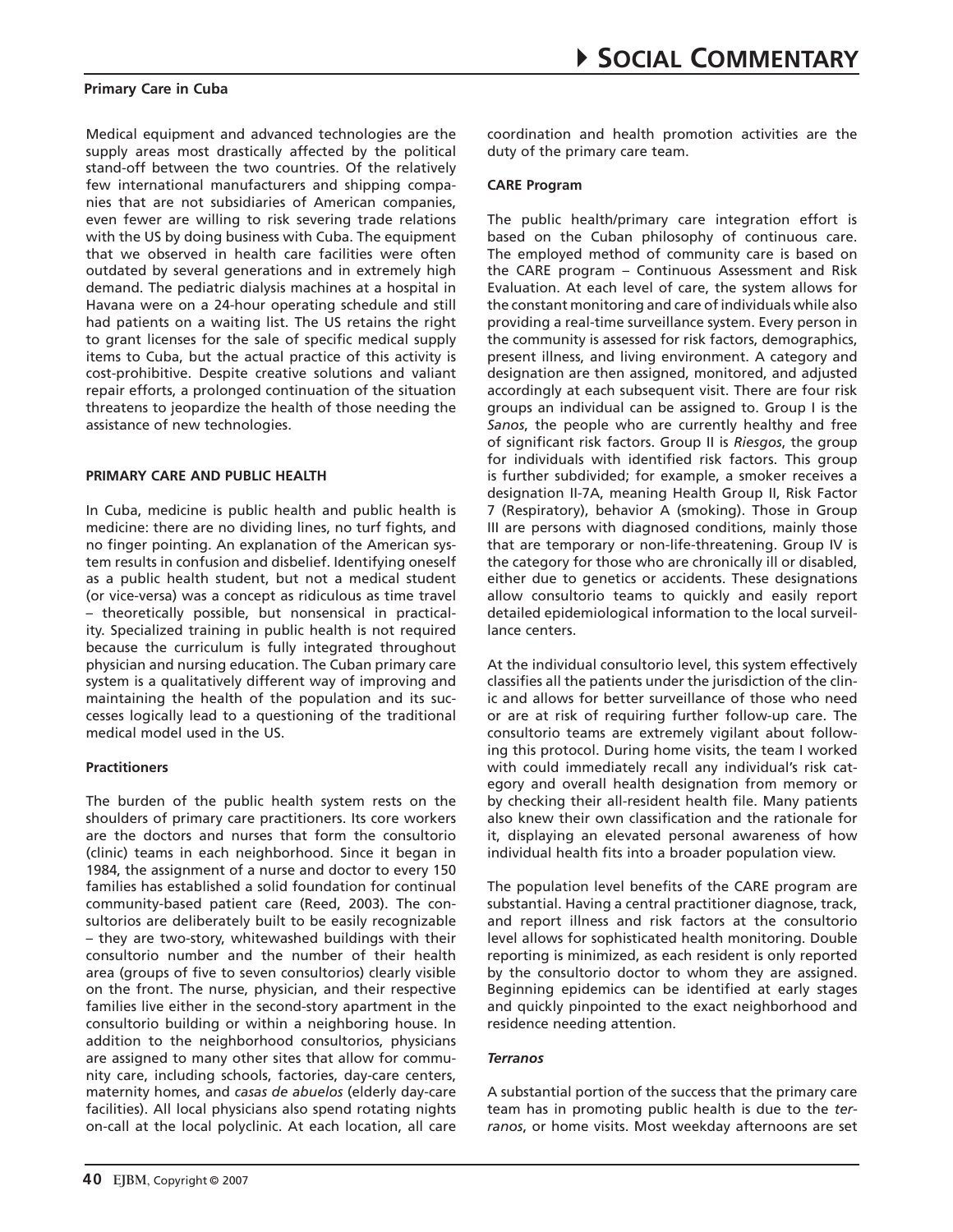Medical equipment and advanced technologies are the supply areas most drastically affected by the political stand-off between the two countries. Of the relatively few international manufacturers and shipping companies that are not subsidiaries of American companies, even fewer are willing to risk severing trade relations with the US by doing business with Cuba. The equipment that we observed in health care facilities were often outdated by several generations and in extremely high demand. The pediatric dialysis machines at a hospital in Havana were on a 24-hour operating schedule and still had patients on a waiting list. The US retains the right to grant licenses for the sale of specific medical supply items to Cuba, but the actual practice of this activity is cost-prohibitive. Despite creative solutions and valiant repair efforts, a prolonged continuation of the situation threatens to jeopardize the health of those needing the assistance of new technologies.

## PRIMARY CARE AND PUBLIC HEALTH

In Cuba, medicine is public health and public health is medicine: there are no dividing lines, no turf fights, and no finger pointing. An explanation of the American system results in confusion and disbelief. Identifying oneself as a public health student, but not a medical student (or vice-versa) was a concept as ridiculous as time travel – theoretically possible, but nonsensical in practicality. Specialized training in public health is not required because the curriculum is fully integrated throughout physician and nursing education. The Cuban primary care system is a qualitatively different way of improving and maintaining the health of the population and its successes logically lead to a questioning of the traditional medical model used in the US.

### Practitioners

The burden of the public health system rests on the shoulders of primary care practitioners. Its core workers are the doctors and nurses that form the consultorio (clinic) teams in each neighborhood. Since it began in 1984, the assignment of a nurse and doctor to every 150 families has established a solid foundation for continual community-based patient care (Reed, 2003). The consultorios are deliberately built to be easily recognizable – they are two-story, whitewashed buildings with their consultorio number and the number of their health area (groups of five to seven consultorios) clearly visible on the front. The nurse, physician, and their respective families live either in the second-story apartment in the consultorio building or within a neighboring house. In addition to the neighborhood consultorios, physicians are assigned to many other sites that allow for community care, including schools, factories, day-care centers, maternity homes, and *casas de abuelos* (elderly day-care facilities). All local physicians also spend rotating nights on-call at the local polyclinic. At each location, all care coordination and health promotion activities are the duty of the primary care team.

### CARE Program

The public health/primary care integration effort is based on the Cuban philosophy of continuous care. The employed method of community care is based on the CARE program – Continuous Assessment and Risk Evaluation. At each level of care, the system allows for the constant monitoring and care of individuals while also providing a real-time surveillance system. Every person in the community is assessed for risk factors, demographics, present illness, and living environment. A category and designation are then assigned, monitored, and adjusted accordingly at each subsequent visit. There are four risk groups an individual can be assigned to. Group I is the *Sanos*, the people who are currently healthy and free of significant risk factors. Group II is *Riesgos*, the group for individuals with identified risk factors. This group is further subdivided; for example, a smoker receives a designation II-7A, meaning Health Group II, Risk Factor 7 (Respiratory), behavior A (smoking). Those in Group III are persons with diagnosed conditions, mainly those that are temporary or non-life-threatening. Group IV is the category for those who are chronically ill or disabled, either due to genetics or accidents. These designations allow consultorio teams to quickly and easily report detailed epidemiological information to the local surveillance centers.

At the individual consultorio level, this system effectively classifies all the patients under the jurisdiction of the clinic and allows for better surveillance of those who need or are at risk of requiring further follow-up care. The consultorio teams are extremely vigilant about following this protocol. During home visits, the team I worked with could immediately recall any individual's risk category and overall health designation from memory or by checking their all-resident health file. Many patients also knew their own classification and the rationale for it, displaying an elevated personal awareness of how individual health fits into a broader population view.

The population level benefits of the CARE program are substantial. Having a central practitioner diagnose, track, and report illness and risk factors at the consultorio level allows for sophisticated health monitoring. Double reporting is minimized, as each resident is only reported by the consultorio doctor to whom they are assigned. Beginning epidemics can be identified at early stages and quickly pinpointed to the exact neighborhood and residence needing attention.

### *Terranos*

A substantial portion of the success that the primary care team has in promoting public health is due to the *terranos*, or home visits. Most weekday afternoons are set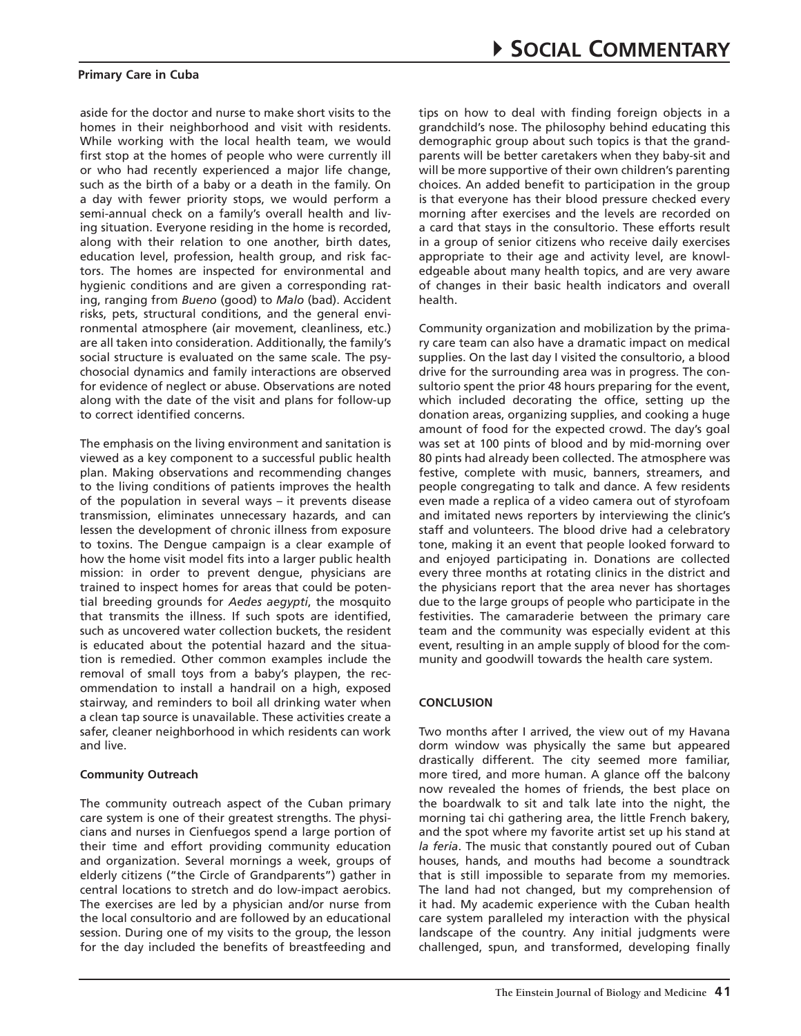aside for the doctor and nurse to make short visits to the homes in their neighborhood and visit with residents. While working with the local health team, we would first stop at the homes of people who were currently ill or who had recently experienced a major life change, such as the birth of a baby or a death in the family. On a day with fewer priority stops, we would perform a semi-annual check on a family's overall health and living situation. Everyone residing in the home is recorded, along with their relation to one another, birth dates, education level, profession, health group, and risk factors. The homes are inspected for environmental and hygienic conditions and are given a corresponding rating, ranging from *Bueno* (good) to *Malo* (bad). Accident risks, pets, structural conditions, and the general environmental atmosphere (air movement, cleanliness, etc.) are all taken into consideration. Additionally, the family's social structure is evaluated on the same scale. The psychosocial dynamics and family interactions are observed for evidence of neglect or abuse. Observations are noted along with the date of the visit and plans for follow-up to correct identified concerns.

The emphasis on the living environment and sanitation is viewed as a key component to a successful public health plan. Making observations and recommending changes to the living conditions of patients improves the health of the population in several ways – it prevents disease transmission, eliminates unnecessary hazards, and can lessen the development of chronic illness from exposure to toxins. The Dengue campaign is a clear example of how the home visit model fits into a larger public health mission: in order to prevent dengue, physicians are trained to inspect homes for areas that could be potential breeding grounds for *Aedes aegypti*, the mosquito that transmits the illness. If such spots are identified, such as uncovered water collection buckets, the resident is educated about the potential hazard and the situation is remedied. Other common examples include the removal of small toys from a baby's playpen, the recommendation to install a handrail on a high, exposed stairway, and reminders to boil all drinking water when a clean tap source is unavailable. These activities create a safer, cleaner neighborhood in which residents can work and live.

**Community Outreach**

The community outreach aspect of the Cuban primary care system is one of their greatest strengths. The physicians and nurses in Cienfuegos spend a large portion of their time and effort providing community education and organization. Several mornings a week, groups of elderly citizens ("the Circle of Grandparents") gather in central locations to stretch and do low-impact aerobics. The exercises are led by a physician and/or nurse from the local consultorio and are followed by an educational session. During one of my visits to the group, the lesson for the day included the benefits of breastfeeding and tips on how to deal with finding foreign objects in a grandchild's nose. The philosophy behind educating this demographic group about such topics is that the grandparents will be better caretakers when they baby-sit and will be more supportive of their own children's parenting choices. An added benefit to participation in the group is that everyone has their blood pressure checked every morning after exercises and the levels are recorded on a card that stays in the consultorio. These efforts result in a group of senior citizens who receive daily exercises appropriate to their age and activity level, are knowledgeable about many health topics, and are very aware of changes in their basic health indicators and overall health.

Community organization and mobilization by the primary care team can also have a dramatic impact on medical supplies. On the last day I visited the consultorio, a blood drive for the surrounding area was in progress. The consultorio spent the prior 48 hours preparing for the event, which included decorating the office, setting up the donation areas, organizing supplies, and cooking a huge amount of food for the expected crowd. The day's goal was set at 100 pints of blood and by mid-morning over 80 pints had already been collected. The atmosphere was festive, complete with music, banners, streamers, and people congregating to talk and dance. A few residents even made a replica of a video camera out of styrofoam and imitated news reporters by interviewing the clinic's staff and volunteers. The blood drive had a celebratory tone, making it an event that people looked forward to and enjoyed participating in. Donations are collected every three months at rotating clinics in the district and the physicians report that the area never has shortages due to the large groups of people who participate in the festivities. The camaraderie between the primary care team and the community was especially evident at this event, resulting in an ample supply of blood for the community and goodwill towards the health care system.

**CONCLUSION**

Two months after I arrived, the view out of my Havana dorm window was physically the same but appeared drastically different. The city seemed more familiar, more tired, and more human. A glance off the balcony now revealed the homes of friends, the best place on the boardwalk to sit and talk late into the night, the morning tai chi gathering area, the little French bakery, and the spot where my favorite artist set up his stand at *la feria*. The music that constantly poured out of Cuban houses, hands, and mouths had become a soundtrack that is still impossible to separate from my memories. The land had not changed, but my comprehension of it had. My academic experience with the Cuban health care system paralleled my interaction with the physical landscape of the country. Any initial judgments were challenged, spun, and transformed, developing finally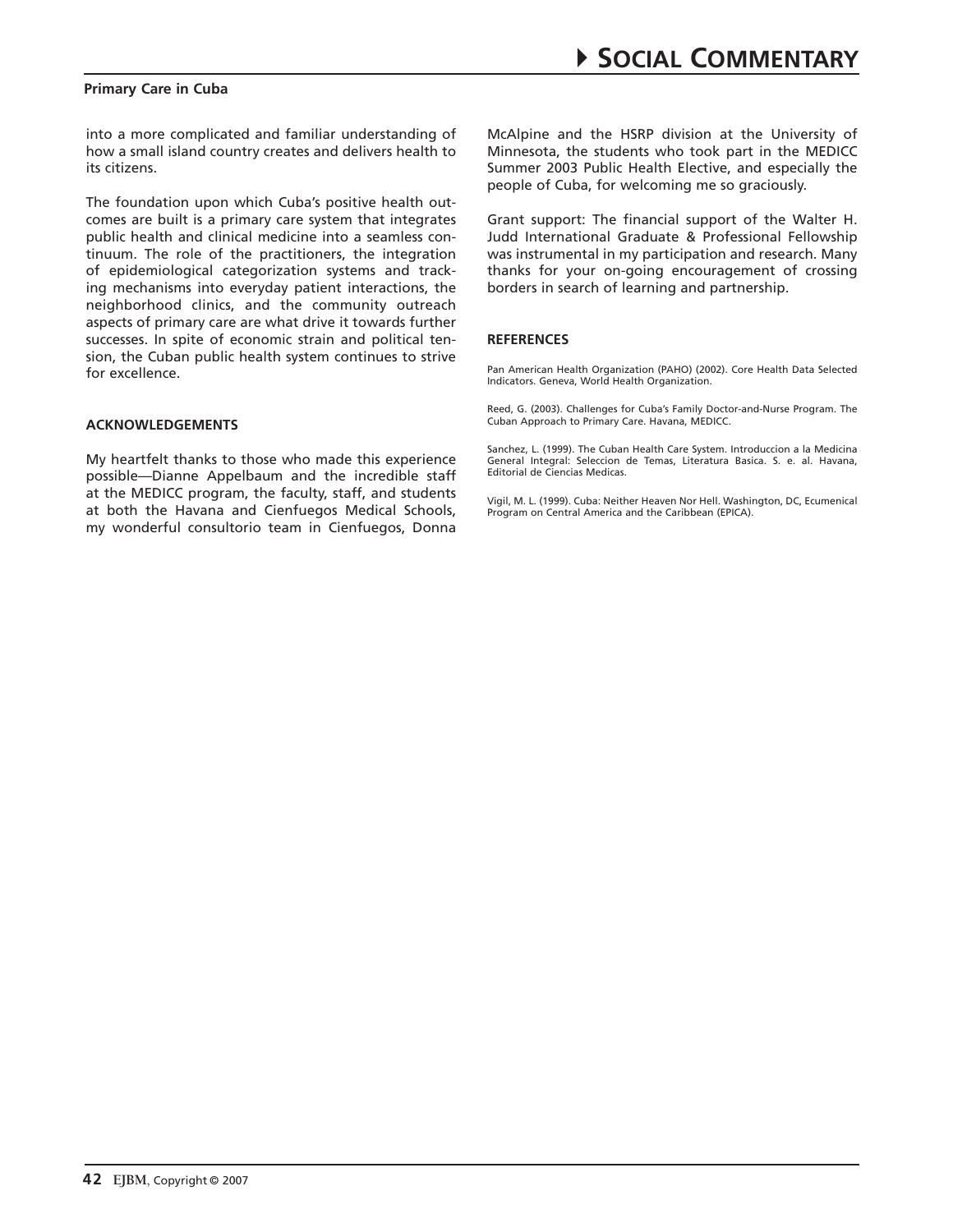into a more complicated and familiar understanding of how a small island country creates and delivers health to its citizens.

The foundation upon which Cuba's positive health outcomes are built is a primary care system that integrates public health and clinical medicine into a seamless continuum. The role of the practitioners, the integration of epidemiological categorization systems and tracking mechanisms into everyday patient interactions, the neighborhood clinics, and the community outreach aspects of primary care are what drive it towards further successes. In spite of economic strain and political tension, the Cuban public health system continues to strive for excellence.

## ACKNOWLEDGEMENTS

My heartfelt thanks to those who made this experience possible—Dianne Appelbaum and the incredible staff at the MEDICC program, the faculty, staff, and students at both the Havana and Cienfuegos Medical Schools, my wonderful consultorio team in Cienfuegos, Donna McAlpine and the HSRP division at the University of Minnesota, the students who took part in the MEDICC Summer 2003 Public Health Elective, and especially the people of Cuba, for welcoming me so graciously.

Grant support: The financial support of the Walter H. Judd International Graduate & Professional Fellowship was instrumental in my participation and research. Many thanks for your on-going encouragement of crossing borders in search of learning and partnership.

## REFERENCES

Pan American Health Organization (PAHO) (2002). Core Health Data Selected Indicators. Geneva, World Health Organization.

Reed, G. (2003). Challenges for Cuba's Family Doctor-and-Nurse Program. The Cuban Approach to Primary Care. Havana, MEDICC.

Sanchez, L. (1999). The Cuban Health Care System. Introduccion a la Medicina General Integral: Seleccion de Temas, Literatura Basica. S. e. al. Havana, Editorial de Ciencias Medicas.

Vigil, M. L. (1999). Cuba: Neither Heaven Nor Hell. Washington, DC, Ecumenical Program on Central America and the Caribbean (EPICA).